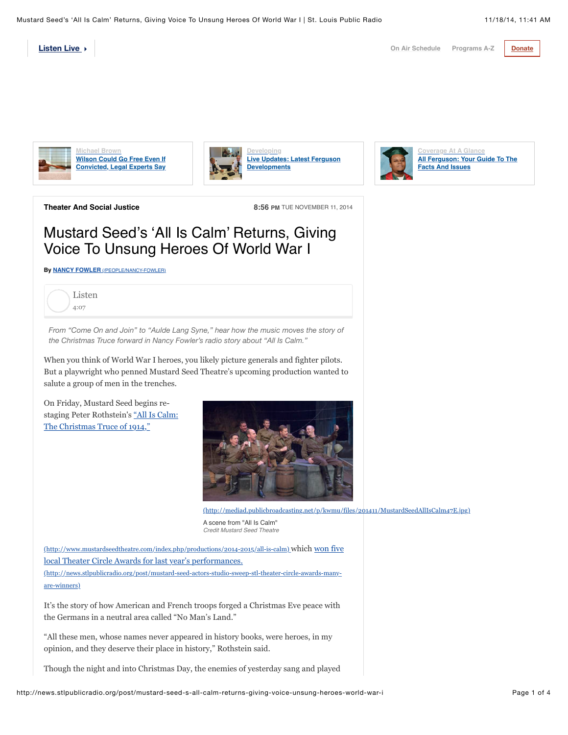Listen Live

On Air Schedule Programs A-Z Donate

Michael Brown
Wilson Could Go Free Even If Convicted, Legal Experts Say

Developing
Live Updates: Latest Ferguson Developments

Coverage At A Glance
All Ferguson: Your Guide To The Facts And Issues

**Theater And Social Justice**

8:56 PM TUE NOVEMBER 11, 2014

# Mustard Seed's 'All Is Calm' Returns, Giving Voice To Unsung Heroes Of World War I

By **NANCY FOWLER** (/PEOPLE/NANCY-FOWLER)

Listen
4:07

*From "Come On and Join" to "Aulde Lang Syne," hear how the music moves the story of the Christmas Truce forward in Nancy Fowler's radio story about "All Is Calm."*

When you think of World War I heroes, you likely picture generals and fighter pilots. But a playwright who penned Mustard Seed Theatre's upcoming production wanted to salute a group of men in the trenches.

On Friday, Mustard Seed begins re-staging Peter Rothstein's "All Is Calm: The Christmas Truce of 1914," (http://www.mustardseedtheatre.com/index.php/productions/2014-2015/all-is-calm) which won five local Theater Circle Awards for last year's performances. (http://news.stlpublicradio.org/post/mustard-seed-actors-studio-sweep-stl-theater-circle-awards-many-are-winners)

(http://mediad.publicbroadcasting.net/p/kwmu/files/201411/MustardSeedAllIsCalm47E.jpg)

A scene from "All Is Calm"
*Credit Mustard Seed Theatre*

It's the story of how American and French troops forged a Christmas Eve peace with the Germans in a neutral area called "No Man's Land."

"All these men, whose names never appeared in history books, were heroes, in my opinion, and they deserve their place in history," Rothstein said.

Though the night and into Christmas Day, the enemies of yesterday sang and played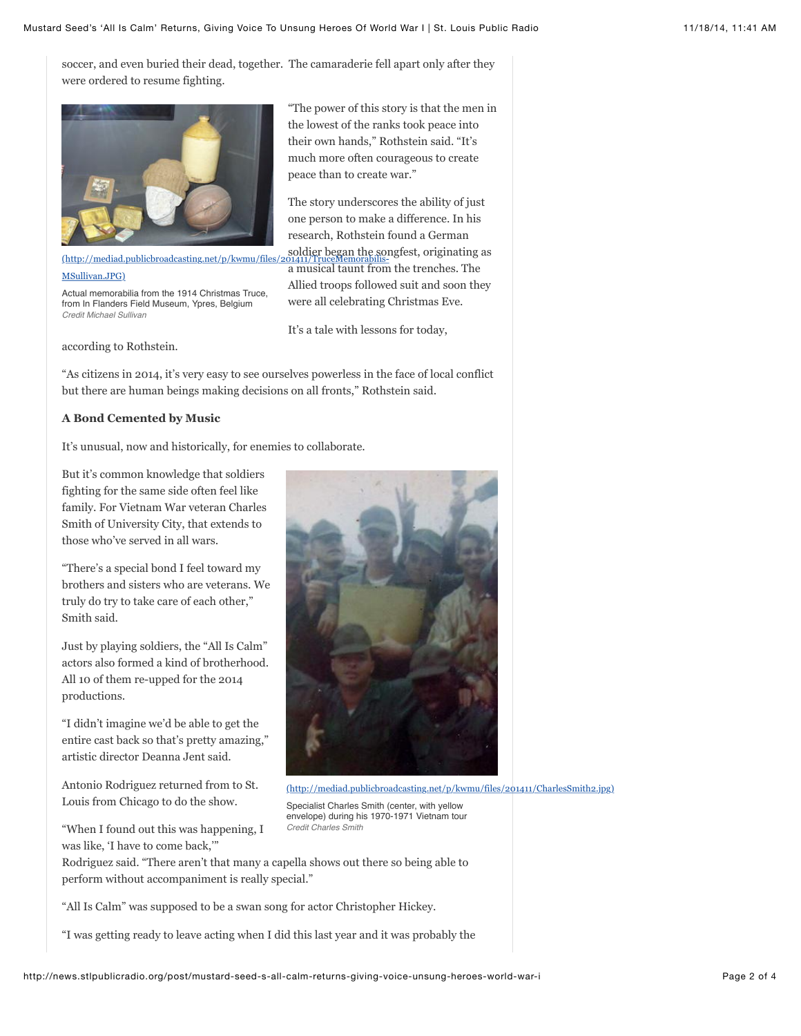soccer, and even buried their dead, together. The camaraderie fell apart only after they were ordered to resume fighting.

(http://mediad.publicbroadcasting.net/p/kwmu/files/201411/TruceMemorabilia-MSullivan.JPG)

Actual memorabilia from the 1914 Christmas Truce, from In Flanders Field Museum, Ypres, Belgium
*Credit Michael Sullivan*

"The power of this story is that the men in the lowest of the ranks took peace into their own hands," Rothstein said. "It's much more often courageous to create peace than to create war."

The story underscores the ability of just one person to make a difference. In his research, Rothstein found a German soldier began the songfest, originating as a musical taunt from the trenches. The Allied troops followed suit and soon they were all celebrating Christmas Eve.

It's a tale with lessons for today, according to Rothstein.

"As citizens in 2014, it's very easy to see ourselves powerless in the face of local conflict but there are human beings making decisions on all fronts," Rothstein said.

**A Bond Cemented by Music**

It's unusual, now and historically, for enemies to collaborate.

But it's common knowledge that soldiers fighting for the same side often feel like family. For Vietnam War veteran Charles Smith of University City, that extends to those who've served in all wars.

"There's a special bond I feel toward my brothers and sisters who are veterans. We truly do try to take care of each other," Smith said.

(http://mediad.publicbroadcasting.net/p/kwmu/files/201411/CharlesSmith2.jpg)

Specialist Charles Smith (center, with yellow envelope) during his 1970-1971 Vietnam tour
*Credit Charles Smith*

Just by playing soldiers, the "All Is Calm" actors also formed a kind of brotherhood. All 10 of them re-upped for the 2014 productions.

"I didn't imagine we'd be able to get the entire cast back so that's pretty amazing," artistic director Deanna Jent said.

Antonio Rodriguez returned from to St. Louis from Chicago to do the show.

"When I found out this was happening, I was like, 'I have to come back,'" Rodriguez said. "There aren't that many a capella shows out there so being able to perform without accompaniment is really special."

"All Is Calm" was supposed to be a swan song for actor Christopher Hickey.

"I was getting ready to leave acting when I did this last year and it was probably the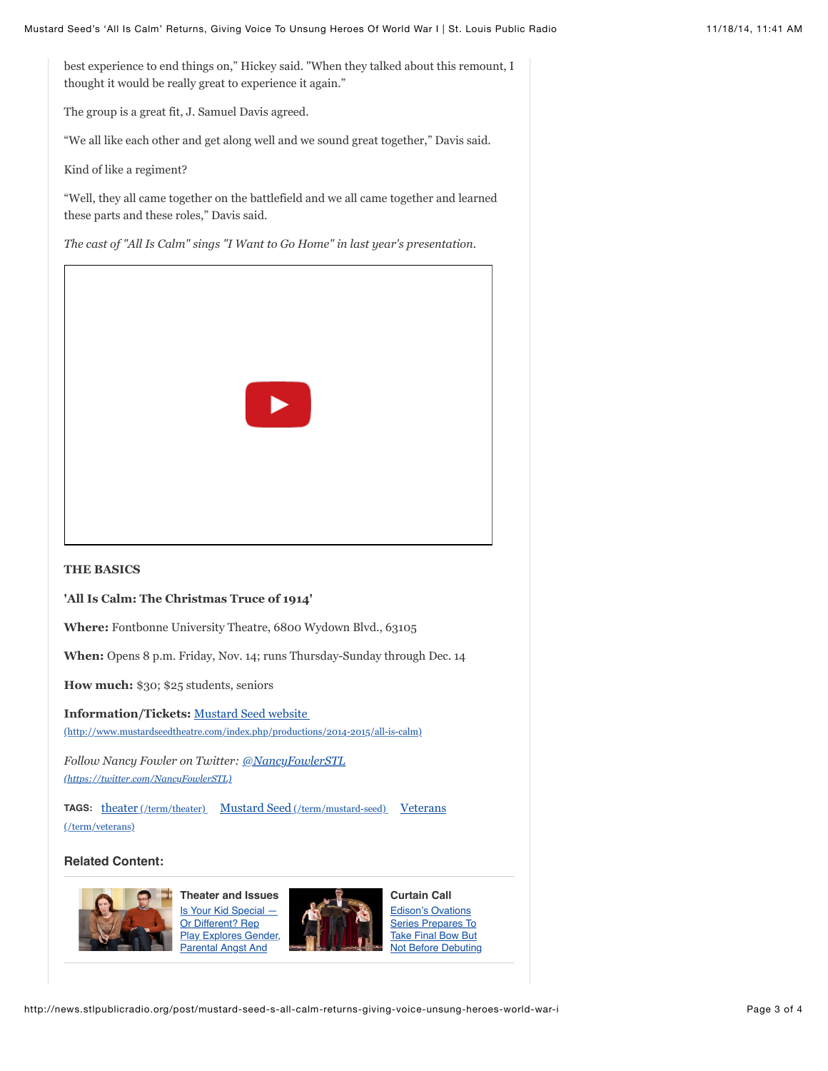best experience to end things on," Hickey said. "When they talked about this remount, I thought it would be really great to experience it again."

The group is a great fit, J. Samuel Davis agreed.

"We all like each other and get along well and we sound great together," Davis said.

Kind of like a regiment?

"Well, they all came together on the battlefield and we all came together and learned these parts and these roles," Davis said.

*The cast of "All Is Calm" sings "I Want to Go Home" in last year's presentation.*

**THE BASICS**

**'All Is Calm: The Christmas Truce of 1914'**

**Where:** Fontbonne University Theatre, 6800 Wydown Blvd., 63105

**When:** Opens 8 p.m. Friday, Nov. 14; runs Thursday-Sunday through Dec. 14

**How much:** $30; $25 students, seniors

**Information/Tickets:** [Mustard Seed website](http://www.mustardseedtheatre.com/index.php/productions/2014-2015/all-is-calm) (http://www.mustardseedtheatre.com/index.php/productions/2014-2015/all-is-calm)

*Follow Nancy Fowler on Twitter: [@NancyFowlerSTL](https://twitter.com/NancyFowlerSTL) (https://twitter.com/NancyFowlerSTL)*

**TAGS:** [theater](/term/theater) (/term/theater) [Mustard Seed](/term/mustard-seed) (/term/mustard-seed) [Veterans](/term/veterans) (/term/veterans)

**Related Content:**

**Theater and Issues**
Is Your Kid Special — Or Different? Rep Play Explores Gender, Parental Angst And

**Curtain Call**
Edison's Ovations Series Prepares To Take Final Bow But Not Before Debuting